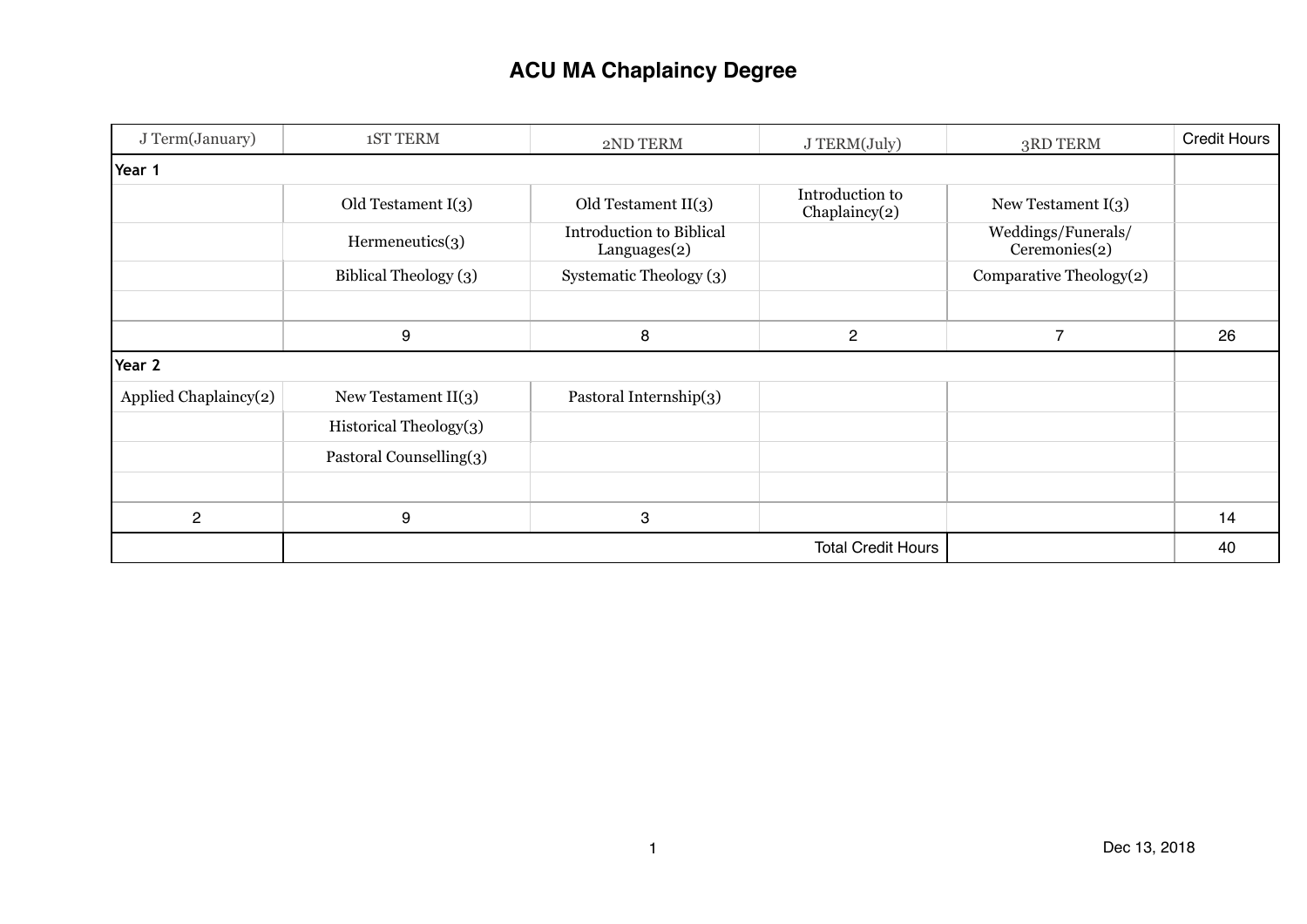# ACU MA Chaplaincy Degree

| J Term(January) | 1ST TERM | 2ND TERM | J TERM(July) | 3RD TERM | Credit Hours |
|---|---|---|---|---|---|
| **Year 1** | | | | | |
| | Old Testament I(3) | Old Testament II(3) | Introduction to Chaplaincy(2) | New Testament I(3) | |
| | Hermeneutics(3) | Introduction to Biblical Languages(2) | | Weddings/Funerals/ Ceremonies(2) | |
| | Biblical Theology (3) | Systematic Theology (3) | | Comparative Theology(2) | |
| | | | | | |
| | 9 | 8 | 2 | 7 | 26 |
| **Year 2** | | | | | |
| Applied Chaplaincy(2) | New Testament II(3) | Pastoral Internship(3) | | | |
| | Historical Theology(3) | | | | |
| | Pastoral Counselling(3) | | | | |
| | | | | | |
| 2 | 9 | 3 | | | 14 |
| | | | Total Credit Hours | | 40 |

Dec 13, 2018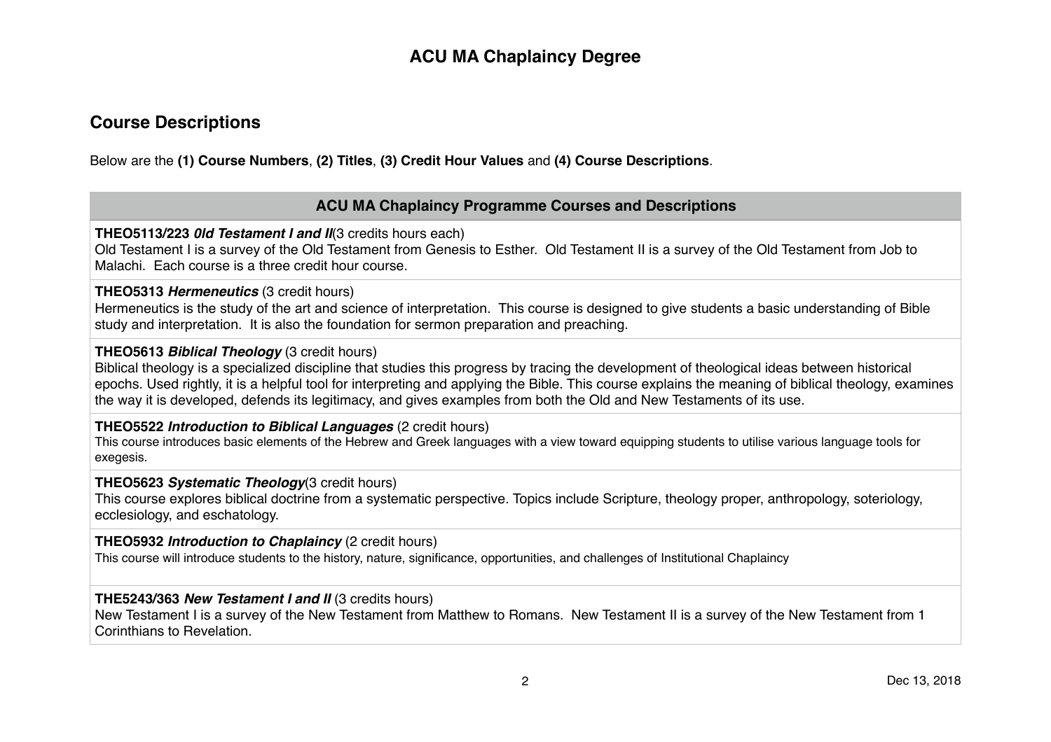# ACU MA Chaplaincy Degree

## Course Descriptions

Below are the **(1) Course Numbers**, **(2) Titles**, **(3) Credit Hour Values** and **(4) Course Descriptions**.

| ACU MA Chaplaincy Programme Courses and Descriptions |
|---|
| **THEO5113/223** ***0ld Testament I and II***(3 credits hours each)<br>Old Testament I is a survey of the Old Testament from Genesis to Esther. Old Testament II is a survey of the Old Testament from Job to Malachi. Each course is a three credit hour course. |
| **THEO5313** ***Hermeneutics*** (3 credit hours)<br>Hermeneutics is the study of the art and science of interpretation. This course is designed to give students a basic understanding of Bible study and interpretation. It is also the foundation for sermon preparation and preaching. |
| **THEO5613** ***Biblical Theology*** (3 credit hours)<br>Biblical theology is a specialized discipline that studies this progress by tracing the development of theological ideas between historical epochs. Used rightly, it is a helpful tool for interpreting and applying the Bible. This course explains the meaning of biblical theology, examines the way it is developed, defends its legitimacy, and gives examples from both the Old and New Testaments of its use. |
| **THEO5522** ***Introduction to Biblical Languages*** (2 credit hours)<br>This course introduces basic elements of the Hebrew and Greek languages with a view toward equipping students to utilise various language tools for exegesis. |
| **THEO5623** ***Systematic Theology***(3 credit hours)<br>This course explores biblical doctrine from a systematic perspective. Topics include Scripture, theology proper, anthropology, soteriology, ecclesiology, and eschatology. |
| **THEO5932** ***Introduction to Chaplaincy*** (2 credit hours)<br>This course will introduce students to the history, nature, significance, opportunities, and challenges of Institutional Chaplaincy |
| **THE5243/363** ***New Testament I and II*** (3 credits hours)<br>New Testament I is a survey of the New Testament from Matthew to Romans. New Testament II is a survey of the New Testament from 1 Corinthians to Revelation. |

Dec 13, 2018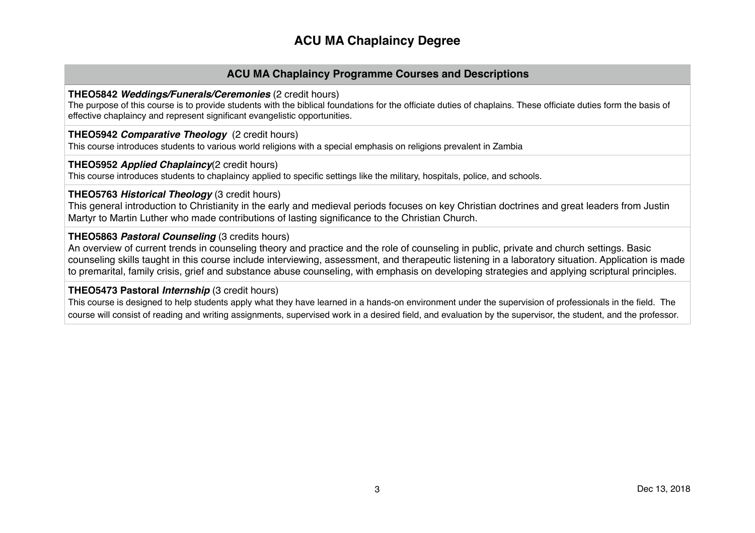# ACU MA Chaplaincy Degree

## ACU MA Chaplaincy Programme Courses and Descriptions

**THEO5842 *Weddings/Funerals/Ceremonies*** (2 credit hours)
The purpose of this course is to provide students with the biblical foundations for the officiate duties of chaplains. These officiate duties form the basis of effective chaplaincy and represent significant evangelistic opportunities.

**THEO5942 *Comparative Theology*** (2 credit hours)
This course introduces students to various world religions with a special emphasis on religions prevalent in Zambia

**THEO5952 *Applied Chaplaincy***(2 credit hours)
This course introduces students to chaplaincy applied to specific settings like the military, hospitals, police, and schools.

**THEO5763 *Historical Theology*** (3 credit hours)
This general introduction to Christianity in the early and medieval periods focuses on key Christian doctrines and great leaders from Justin Martyr to Martin Luther who made contributions of lasting significance to the Christian Church.

**THEO5863 *Pastoral Counseling*** (3 credits hours)
An overview of current trends in counseling theory and practice and the role of counseling in public, private and church settings. Basic counseling skills taught in this course include interviewing, assessment, and therapeutic listening in a laboratory situation. Application is made to premarital, family crisis, grief and substance abuse counseling, with emphasis on developing strategies and applying scriptural principles.

**THEO5473 Pastoral *Internship*** (3 credit hours)
This course is designed to help students apply what they have learned in a hands-on environment under the supervision of professionals in the field. The course will consist of reading and writing assignments, supervised work in a desired field, and evaluation by the supervisor, the student, and the professor.